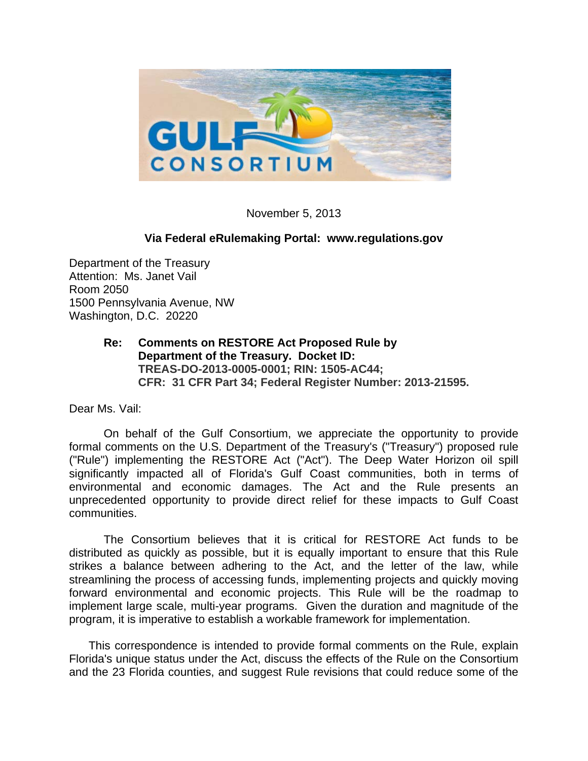GULF CONSORTIUM

November 5, 2013

**Via Federal eRulemaking Portal: www.regulations.gov**

Department of the Treasury
Attention: Ms. Janet Vail
Room 2050
1500 Pennsylvania Avenue, NW
Washington, D.C. 20220

**Re: Comments on RESTORE Act Proposed Rule by Department of the Treasury. Docket ID: TREAS-DO-2013-0005-0001; RIN: 1505-AC44; CFR: 31 CFR Part 34; Federal Register Number: 2013-21595.**

Dear Ms. Vail:

On behalf of the Gulf Consortium, we appreciate the opportunity to provide formal comments on the U.S. Department of the Treasury's ("Treasury") proposed rule ("Rule") implementing the RESTORE Act ("Act"). The Deep Water Horizon oil spill significantly impacted all of Florida's Gulf Coast communities, both in terms of environmental and economic damages. The Act and the Rule presents an unprecedented opportunity to provide direct relief for these impacts to Gulf Coast communities.

The Consortium believes that it is critical for RESTORE Act funds to be distributed as quickly as possible, but it is equally important to ensure that this Rule strikes a balance between adhering to the Act, and the letter of the law, while streamlining the process of accessing funds, implementing projects and quickly moving forward environmental and economic projects. This Rule will be the roadmap to implement large scale, multi-year programs. Given the duration and magnitude of the program, it is imperative to establish a workable framework for implementation.

This correspondence is intended to provide formal comments on the Rule, explain Florida's unique status under the Act, discuss the effects of the Rule on the Consortium and the 23 Florida counties, and suggest Rule revisions that could reduce some of the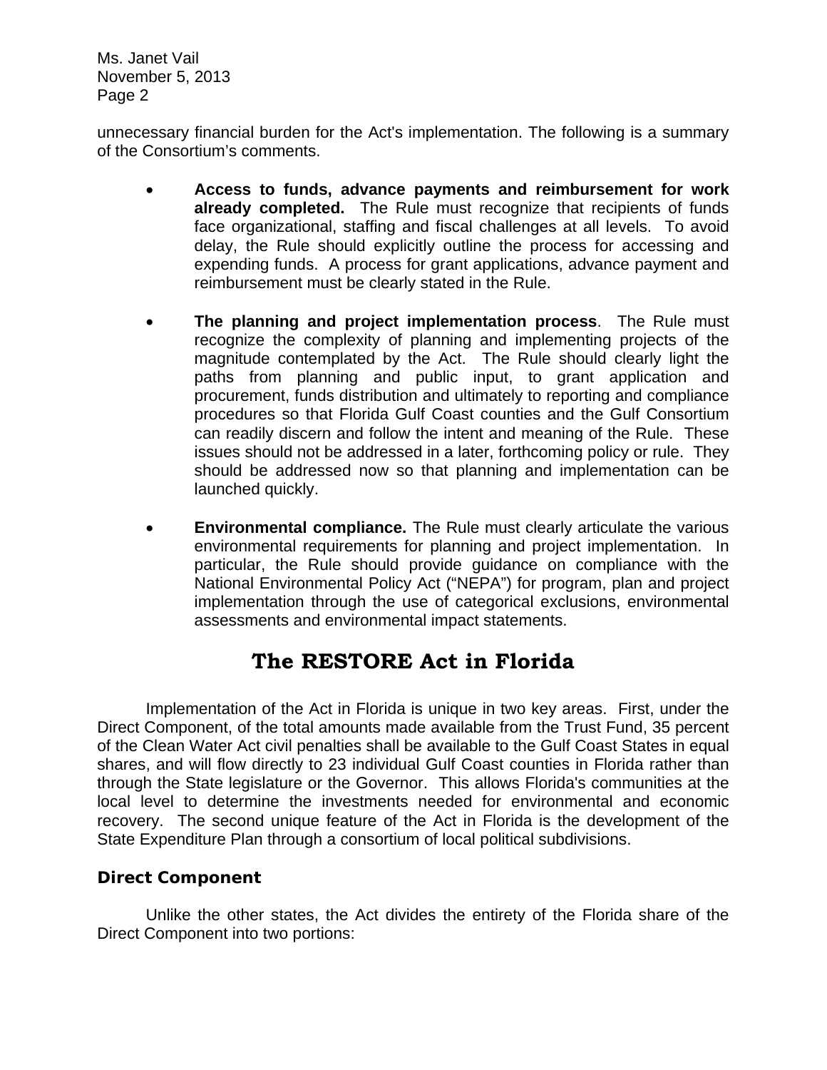unnecessary financial burden for the Act's implementation. The following is a summary of the Consortium's comments.

- **Access to funds, advance payments and reimbursement for work already completed.** The Rule must recognize that recipients of funds face organizational, staffing and fiscal challenges at all levels. To avoid delay, the Rule should explicitly outline the process for accessing and expending funds. A process for grant applications, advance payment and reimbursement must be clearly stated in the Rule.

- **The planning and project implementation process**. The Rule must recognize the complexity of planning and implementing projects of the magnitude contemplated by the Act. The Rule should clearly light the paths from planning and public input, to grant application and procurement, funds distribution and ultimately to reporting and compliance procedures so that Florida Gulf Coast counties and the Gulf Consortium can readily discern and follow the intent and meaning of the Rule. These issues should not be addressed in a later, forthcoming policy or rule. They should be addressed now so that planning and implementation can be launched quickly.

- **Environmental compliance.** The Rule must clearly articulate the various environmental requirements for planning and project implementation. In particular, the Rule should provide guidance on compliance with the National Environmental Policy Act ("NEPA") for program, plan and project implementation through the use of categorical exclusions, environmental assessments and environmental impact statements.

# The RESTORE Act in Florida

Implementation of the Act in Florida is unique in two key areas. First, under the Direct Component, of the total amounts made available from the Trust Fund, 35 percent of the Clean Water Act civil penalties shall be available to the Gulf Coast States in equal shares, and will flow directly to 23 individual Gulf Coast counties in Florida rather than through the State legislature or the Governor. This allows Florida's communities at the local level to determine the investments needed for environmental and economic recovery. The second unique feature of the Act in Florida is the development of the State Expenditure Plan through a consortium of local political subdivisions.

### Direct Component

Unlike the other states, the Act divides the entirety of the Florida share of the Direct Component into two portions: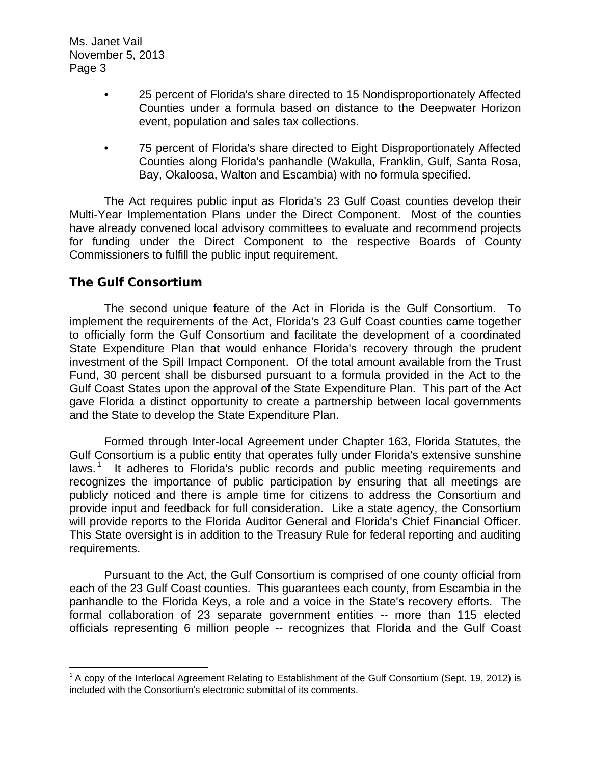- 25 percent of Florida's share directed to 15 Nondisproportionately Affected Counties under a formula based on distance to the Deepwater Horizon event, population and sales tax collections.

- 75 percent of Florida's share directed to Eight Disproportionately Affected Counties along Florida's panhandle (Wakulla, Franklin, Gulf, Santa Rosa, Bay, Okaloosa, Walton and Escambia) with no formula specified.

The Act requires public input as Florida's 23 Gulf Coast counties develop their Multi-Year Implementation Plans under the Direct Component. Most of the counties have already convened local advisory committees to evaluate and recommend projects for funding under the Direct Component to the respective Boards of County Commissioners to fulfill the public input requirement.

## The Gulf Consortium

The second unique feature of the Act in Florida is the Gulf Consortium. To implement the requirements of the Act, Florida's 23 Gulf Coast counties came together to officially form the Gulf Consortium and facilitate the development of a coordinated State Expenditure Plan that would enhance Florida's recovery through the prudent investment of the Spill Impact Component. Of the total amount available from the Trust Fund, 30 percent shall be disbursed pursuant to a formula provided in the Act to the Gulf Coast States upon the approval of the State Expenditure Plan. This part of the Act gave Florida a distinct opportunity to create a partnership between local governments and the State to develop the State Expenditure Plan.

Formed through Inter-local Agreement under Chapter 163, Florida Statutes, the Gulf Consortium is a public entity that operates fully under Florida's extensive sunshine laws.[1] It adheres to Florida's public records and public meeting requirements and recognizes the importance of public participation by ensuring that all meetings are publicly noticed and there is ample time for citizens to address the Consortium and provide input and feedback for full consideration. Like a state agency, the Consortium will provide reports to the Florida Auditor General and Florida's Chief Financial Officer. This State oversight is in addition to the Treasury Rule for federal reporting and auditing requirements.

Pursuant to the Act, the Gulf Consortium is comprised of one county official from each of the 23 Gulf Coast counties. This guarantees each county, from Escambia in the panhandle to the Florida Keys, a role and a voice in the State's recovery efforts. The formal collaboration of 23 separate government entities -- more than 115 elected officials representing 6 million people -- recognizes that Florida and the Gulf Coast

[1] A copy of the Interlocal Agreement Relating to Establishment of the Gulf Consortium (Sept. 19, 2012) is included with the Consortium's electronic submittal of its comments.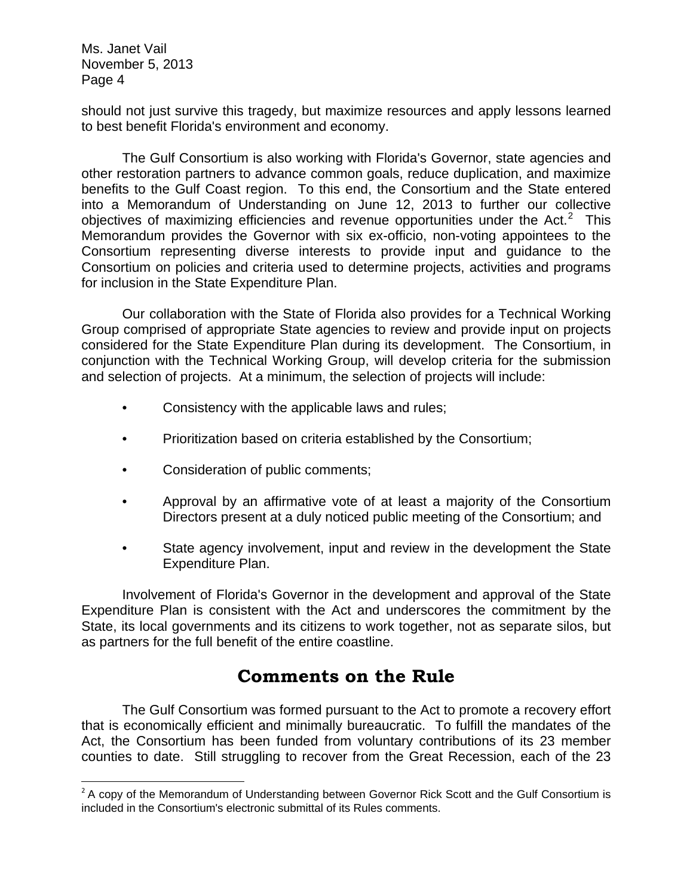should not just survive this tragedy, but maximize resources and apply lessons learned to best benefit Florida's environment and economy.

The Gulf Consortium is also working with Florida's Governor, state agencies and other restoration partners to advance common goals, reduce duplication, and maximize benefits to the Gulf Coast region. To this end, the Consortium and the State entered into a Memorandum of Understanding on June 12, 2013 to further our collective objectives of maximizing efficiencies and revenue opportunities under the Act.[2] This Memorandum provides the Governor with six ex-officio, non-voting appointees to the Consortium representing diverse interests to provide input and guidance to the Consortium on policies and criteria used to determine projects, activities and programs for inclusion in the State Expenditure Plan.

Our collaboration with the State of Florida also provides for a Technical Working Group comprised of appropriate State agencies to review and provide input on projects considered for the State Expenditure Plan during its development. The Consortium, in conjunction with the Technical Working Group, will develop criteria for the submission and selection of projects. At a minimum, the selection of projects will include:

- Consistency with the applicable laws and rules;
- Prioritization based on criteria established by the Consortium;
- Consideration of public comments;
- Approval by an affirmative vote of at least a majority of the Consortium Directors present at a duly noticed public meeting of the Consortium; and
- State agency involvement, input and review in the development the State Expenditure Plan.

Involvement of Florida's Governor in the development and approval of the State Expenditure Plan is consistent with the Act and underscores the commitment by the State, its local governments and its citizens to work together, not as separate silos, but as partners for the full benefit of the entire coastline.

## Comments on the Rule

The Gulf Consortium was formed pursuant to the Act to promote a recovery effort that is economically efficient and minimally bureaucratic. To fulfill the mandates of the Act, the Consortium has been funded from voluntary contributions of its 23 member counties to date. Still struggling to recover from the Great Recession, each of the 23

---

[2] A copy of the Memorandum of Understanding between Governor Rick Scott and the Gulf Consortium is included in the Consortium's electronic submittal of its Rules comments.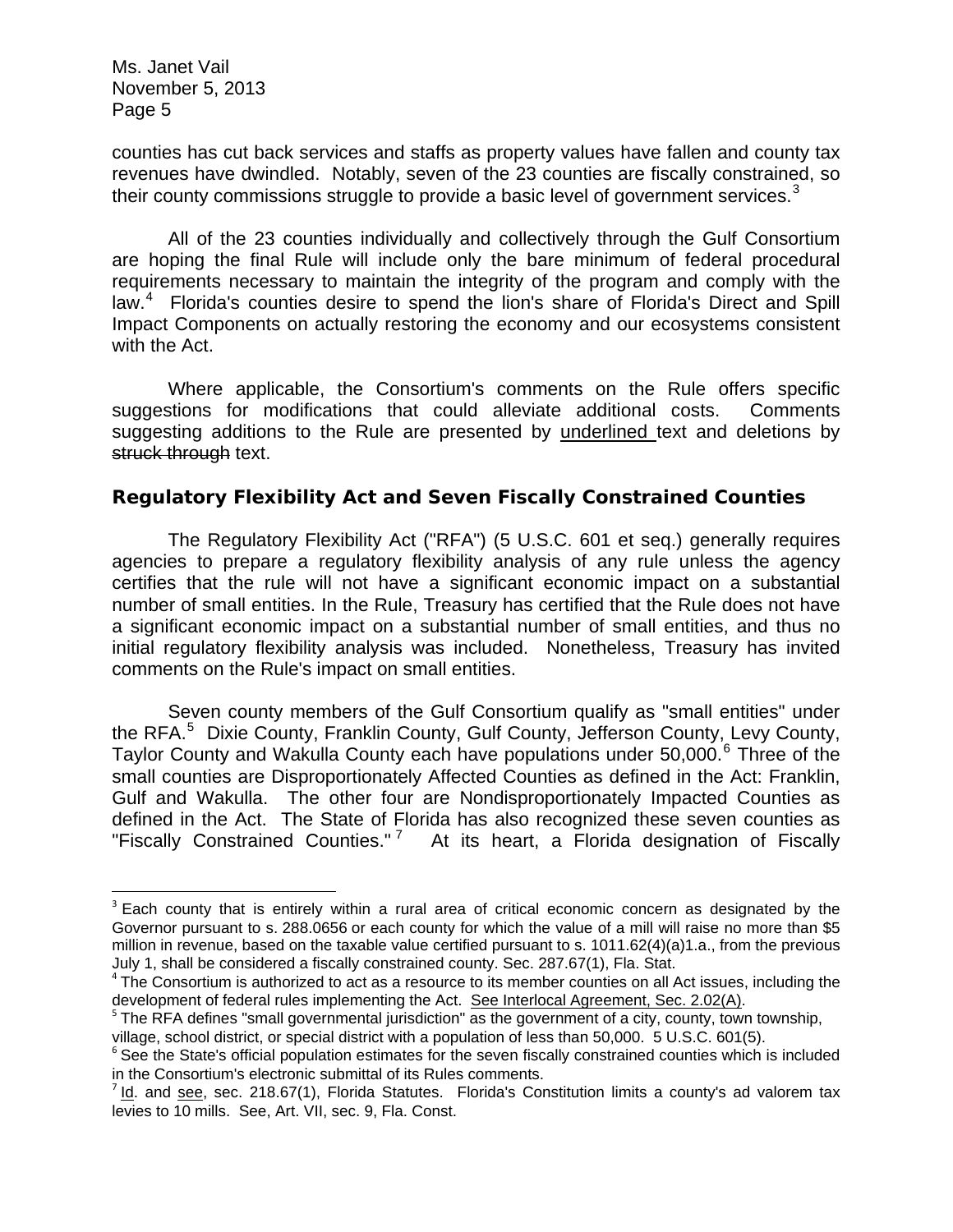counties has cut back services and staffs as property values have fallen and county tax revenues have dwindled. Notably, seven of the 23 counties are fiscally constrained, so their county commissions struggle to provide a basic level of government services.[3]

All of the 23 counties individually and collectively through the Gulf Consortium are hoping the final Rule will include only the bare minimum of federal procedural requirements necessary to maintain the integrity of the program and comply with the law.[4] Florida's counties desire to spend the lion's share of Florida's Direct and Spill Impact Components on actually restoring the economy and our ecosystems consistent with the Act.

Where applicable, the Consortium's comments on the Rule offers specific suggestions for modifications that could alleviate additional costs. Comments suggesting additions to the Rule are presented by <u>underlined</u> text and deletions by ~~struck through~~ text.

## Regulatory Flexibility Act and Seven Fiscally Constrained Counties

The Regulatory Flexibility Act ("RFA") (5 U.S.C. 601 et seq.) generally requires agencies to prepare a regulatory flexibility analysis of any rule unless the agency certifies that the rule will not have a significant economic impact on a substantial number of small entities. In the Rule, Treasury has certified that the Rule does not have a significant economic impact on a substantial number of small entities, and thus no initial regulatory flexibility analysis was included. Nonetheless, Treasury has invited comments on the Rule's impact on small entities.

Seven county members of the Gulf Consortium qualify as "small entities" under the RFA.[5] Dixie County, Franklin County, Gulf County, Jefferson County, Levy County, Taylor County and Wakulla County each have populations under 50,000.[6] Three of the small counties are Disproportionately Affected Counties as defined in the Act: Franklin, Gulf and Wakulla. The other four are Nondisproportionately Impacted Counties as defined in the Act. The State of Florida has also recognized these seven counties as "Fiscally Constrained Counties."[7] At its heart, a Florida designation of Fiscally

---

[3] Each county that is entirely within a rural area of critical economic concern as designated by the Governor pursuant to s. 288.0656 or each county for which the value of a mill will raise no more than $5 million in revenue, based on the taxable value certified pursuant to s. 1011.62(4)(a)1.a., from the previous July 1, shall be considered a fiscally constrained county. Sec. 287.67(1), Fla. Stat.

[4] The Consortium is authorized to act as a resource to its member counties on all Act issues, including the development of federal rules implementing the Act. <u>See Interlocal Agreement, Sec. 2.02(A)</u>.

[5] The RFA defines "small governmental jurisdiction" as the government of a city, county, town township, village, school district, or special district with a population of less than 50,000. 5 U.S.C. 601(5).

[6] See the State's official population estimates for the seven fiscally constrained counties which is included in the Consortium's electronic submittal of its Rules comments.

[7] <u>Id</u>. and <u>see</u>, sec. 218.67(1), Florida Statutes. Florida's Constitution limits a county's ad valorem tax levies to 10 mills. See, Art. VII, sec. 9, Fla. Const.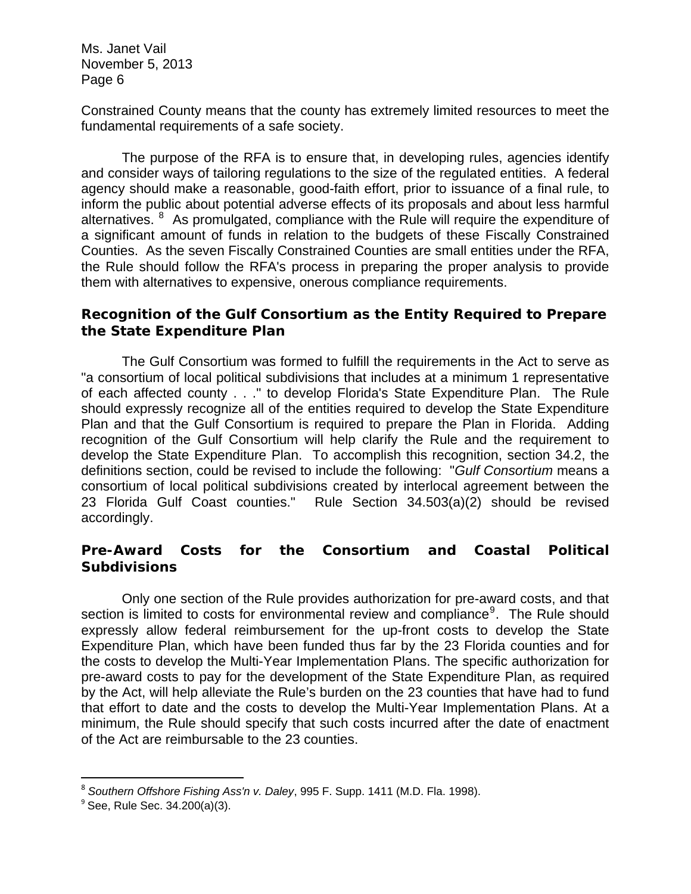Constrained County means that the county has extremely limited resources to meet the fundamental requirements of a safe society.

The purpose of the RFA is to ensure that, in developing rules, agencies identify and consider ways of tailoring regulations to the size of the regulated entities. A federal agency should make a reasonable, good-faith effort, prior to issuance of a final rule, to inform the public about potential adverse effects of its proposals and about less harmful alternatives. [8] As promulgated, compliance with the Rule will require the expenditure of a significant amount of funds in relation to the budgets of these Fiscally Constrained Counties. As the seven Fiscally Constrained Counties are small entities under the RFA, the Rule should follow the RFA's process in preparing the proper analysis to provide them with alternatives to expensive, onerous compliance requirements.

### Recognition of the Gulf Consortium as the Entity Required to Prepare the State Expenditure Plan

The Gulf Consortium was formed to fulfill the requirements in the Act to serve as "a consortium of local political subdivisions that includes at a minimum 1 representative of each affected county . . ." to develop Florida's State Expenditure Plan. The Rule should expressly recognize all of the entities required to develop the State Expenditure Plan and that the Gulf Consortium is required to prepare the Plan in Florida. Adding recognition of the Gulf Consortium will help clarify the Rule and the requirement to develop the State Expenditure Plan. To accomplish this recognition, section 34.2, the definitions section, could be revised to include the following: "*Gulf Consortium* means a consortium of local political subdivisions created by interlocal agreement between the 23 Florida Gulf Coast counties." Rule Section 34.503(a)(2) should be revised accordingly.

### Pre-Award Costs for the Consortium and Coastal Political Subdivisions

Only one section of the Rule provides authorization for pre-award costs, and that section is limited to costs for environmental review and compliance[9]. The Rule should expressly allow federal reimbursement for the up-front costs to develop the State Expenditure Plan, which have been funded thus far by the 23 Florida counties and for the costs to develop the Multi-Year Implementation Plans. The specific authorization for pre-award costs to pay for the development of the State Expenditure Plan, as required by the Act, will help alleviate the Rule's burden on the 23 counties that have had to fund that effort to date and the costs to develop the Multi-Year Implementation Plans. At a minimum, the Rule should specify that such costs incurred after the date of enactment of the Act are reimbursable to the 23 counties.

---

[8] *Southern Offshore Fishing Ass'n v. Daley*, 995 F. Supp. 1411 (M.D. Fla. 1998).

[9] See, Rule Sec. 34.200(a)(3).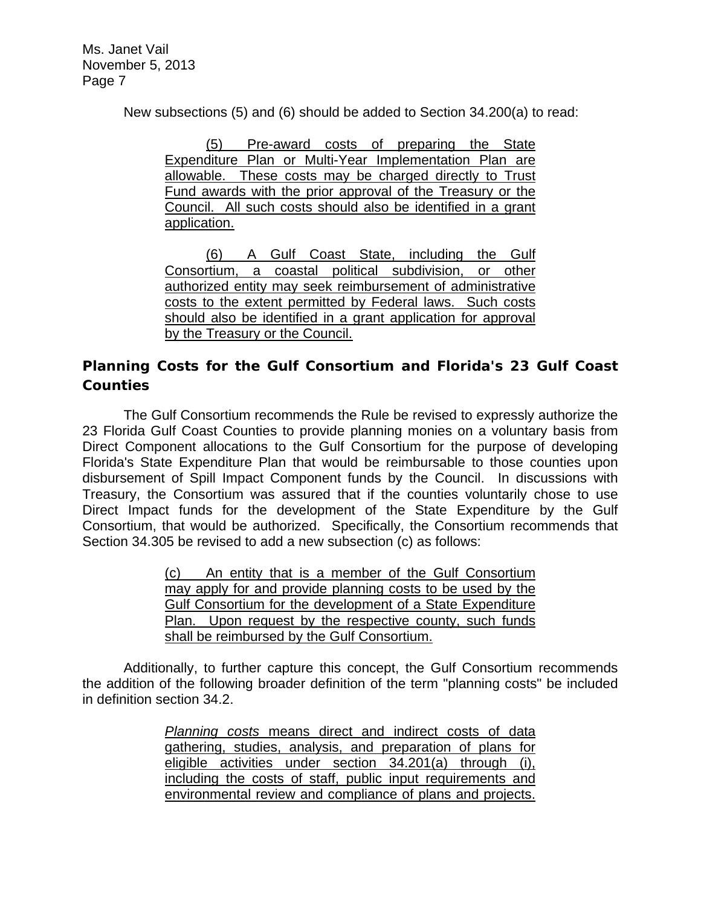New subsections (5) and (6) should be added to Section 34.200(a) to read:

> <u>(5) Pre-award costs of preparing the State Expenditure Plan or Multi-Year Implementation Plan are allowable. These costs may be charged directly to Trust Fund awards with the prior approval of the Treasury or the Council. All such costs should also be identified in a grant application.</u>
>
> <u>(6) A Gulf Coast State, including the Gulf Consortium, a coastal political subdivision, or other authorized entity may seek reimbursement of administrative costs to the extent permitted by Federal laws. Such costs should also be identified in a grant application for approval by the Treasury or the Council.</u>

## Planning Costs for the Gulf Consortium and Florida's 23 Gulf Coast Counties

The Gulf Consortium recommends the Rule be revised to expressly authorize the 23 Florida Gulf Coast Counties to provide planning monies on a voluntary basis from Direct Component allocations to the Gulf Consortium for the purpose of developing Florida's State Expenditure Plan that would be reimbursable to those counties upon disbursement of Spill Impact Component funds by the Council. In discussions with Treasury, the Consortium was assured that if the counties voluntarily chose to use Direct Impact funds for the development of the State Expenditure by the Gulf Consortium, that would be authorized. Specifically, the Consortium recommends that Section 34.305 be revised to add a new subsection (c) as follows:

> <u>(c) An entity that is a member of the Gulf Consortium may apply for and provide planning costs to be used by the Gulf Consortium for the development of a State Expenditure Plan. Upon request by the respective county, such funds shall be reimbursed by the Gulf Consortium.</u>

Additionally, to further capture this concept, the Gulf Consortium recommends the addition of the following broader definition of the term "planning costs" be included in definition section 34.2.

> <u>*Planning costs* means direct and indirect costs of data gathering, studies, analysis, and preparation of plans for eligible activities under section 34.201(a) through (i), including the costs of staff, public input requirements and environmental review and compliance of plans and projects.</u>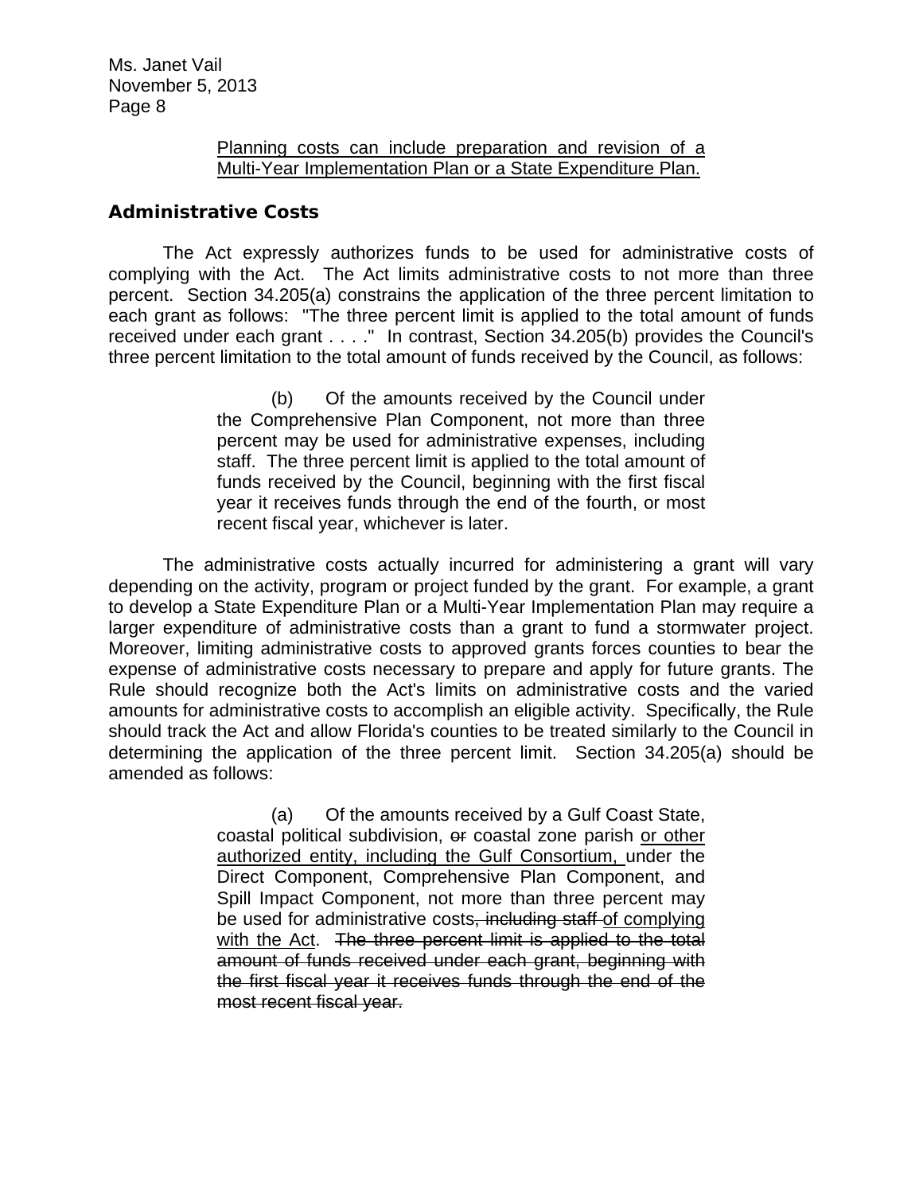Planning costs can include preparation and revision of a Multi-Year Implementation Plan or a State Expenditure Plan.

**Administrative Costs**

The Act expressly authorizes funds to be used for administrative costs of complying with the Act. The Act limits administrative costs to not more than three percent. Section 34.205(a) constrains the application of the three percent limitation to each grant as follows: "The three percent limit is applied to the total amount of funds received under each grant . . . ." In contrast, Section 34.205(b) provides the Council's three percent limitation to the total amount of funds received by the Council, as follows:

> (b) Of the amounts received by the Council under the Comprehensive Plan Component, not more than three percent may be used for administrative expenses, including staff. The three percent limit is applied to the total amount of funds received by the Council, beginning with the first fiscal year it receives funds through the end of the fourth, or most recent fiscal year, whichever is later.

The administrative costs actually incurred for administering a grant will vary depending on the activity, program or project funded by the grant. For example, a grant to develop a State Expenditure Plan or a Multi-Year Implementation Plan may require a larger expenditure of administrative costs than a grant to fund a stormwater project. Moreover, limiting administrative costs to approved grants forces counties to bear the expense of administrative costs necessary to prepare and apply for future grants. The Rule should recognize both the Act's limits on administrative costs and the varied amounts for administrative costs to accomplish an eligible activity. Specifically, the Rule should track the Act and allow Florida's counties to be treated similarly to the Council in determining the application of the three percent limit. Section 34.205(a) should be amended as follows:

> (a) Of the amounts received by a Gulf Coast State, coastal political subdivision, ~~or~~ coastal zone parish <u>or other authorized entity, including the Gulf Consortium,</u> under the Direct Component, Comprehensive Plan Component, and Spill Impact Component, not more than three percent may be used for administrative costs~~, including staff~~ <u>of complying with the Act</u>. ~~The three percent limit is applied to the total amount of funds received under each grant, beginning with the first fiscal year it receives funds through the end of the most recent fiscal year.~~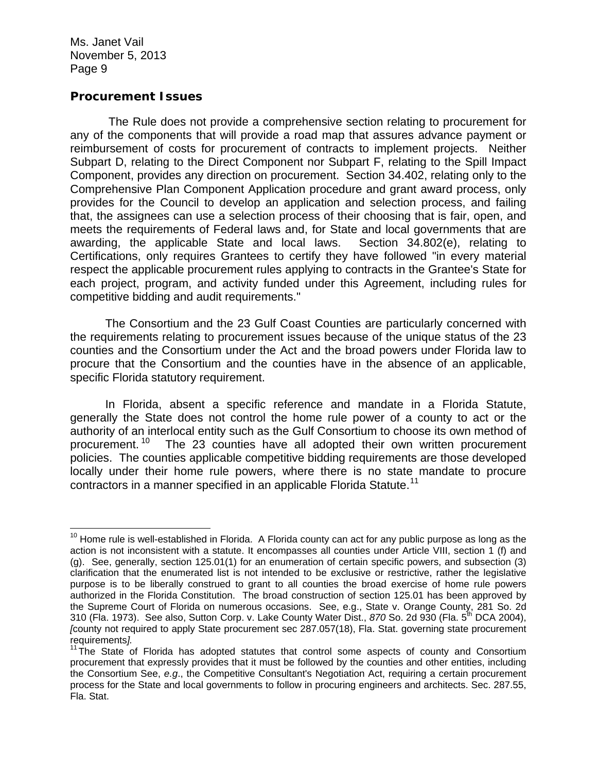## Procurement Issues

The Rule does not provide a comprehensive section relating to procurement for any of the components that will provide a road map that assures advance payment or reimbursement of costs for procurement of contracts to implement projects. Neither Subpart D, relating to the Direct Component nor Subpart F, relating to the Spill Impact Component, provides any direction on procurement. Section 34.402, relating only to the Comprehensive Plan Component Application procedure and grant award process, only provides for the Council to develop an application and selection process, and failing that, the assignees can use a selection process of their choosing that is fair, open, and meets the requirements of Federal laws and, for State and local governments that are awarding, the applicable State and local laws. Section 34.802(e), relating to Certifications, only requires Grantees to certify they have followed "in every material respect the applicable procurement rules applying to contracts in the Grantee's State for each project, program, and activity funded under this Agreement, including rules for competitive bidding and audit requirements."

The Consortium and the 23 Gulf Coast Counties are particularly concerned with the requirements relating to procurement issues because of the unique status of the 23 counties and the Consortium under the Act and the broad powers under Florida law to procure that the Consortium and the counties have in the absence of an applicable, specific Florida statutory requirement.

In Florida, absent a specific reference and mandate in a Florida Statute, generally the State does not control the home rule power of a county to act or the authority of an interlocal entity such as the Gulf Consortium to choose its own method of procurement.[10] The 23 counties have all adopted their own written procurement policies. The counties applicable competitive bidding requirements are those developed locally under their home rule powers, where there is no state mandate to procure contractors in a manner specified in an applicable Florida Statute.[11]

---

[10] Home rule is well-established in Florida. A Florida county can act for any public purpose as long as the action is not inconsistent with a statute. It encompasses all counties under Article VIII, section 1 (f) and (g). See, generally, section 125.01(1) for an enumeration of certain specific powers, and subsection (3) clarification that the enumerated list is not intended to be exclusive or restrictive, rather the legislative purpose is to be liberally construed to grant to all counties the broad exercise of home rule powers authorized in the Florida Constitution. The broad construction of section 125.01 has been approved by the Supreme Court of Florida on numerous occasions. See, e.g., State v. Orange County, 281 So. 2d 310 (Fla. 1973). See also, Sutton Corp. v. Lake County Water Dist., *870* So. 2d 930 (Fla. 5th DCA 2004), *[*county not required to apply State procurement sec 287.057(18), Fla. Stat. governing state procurement requirements*].*

[11] The State of Florida has adopted statutes that control some aspects of county and Consortium procurement that expressly provides that it must be followed by the counties and other entities, including the Consortium See, *e.g*., the Competitive Consultant's Negotiation Act, requiring a certain procurement process for the State and local governments to follow in procuring engineers and architects. Sec. 287.55, Fla. Stat.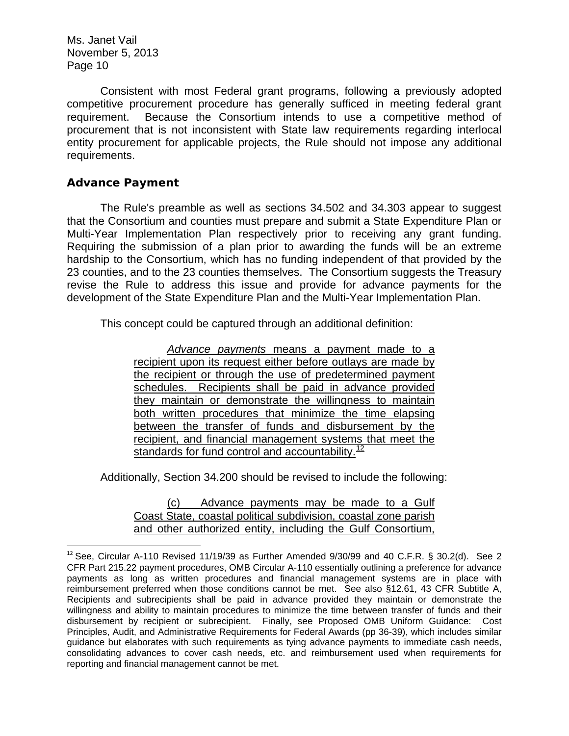Consistent with most Federal grant programs, following a previously adopted competitive procurement procedure has generally sufficed in meeting federal grant requirement. Because the Consortium intends to use a competitive method of procurement that is not inconsistent with State law requirements regarding interlocal entity procurement for applicable projects, the Rule should not impose any additional requirements.

## Advance Payment

The Rule's preamble as well as sections 34.502 and 34.303 appear to suggest that the Consortium and counties must prepare and submit a State Expenditure Plan or Multi-Year Implementation Plan respectively prior to receiving any grant funding. Requiring the submission of a plan prior to awarding the funds will be an extreme hardship to the Consortium, which has no funding independent of that provided by the 23 counties, and to the 23 counties themselves. The Consortium suggests the Treasury revise the Rule to address this issue and provide for advance payments for the development of the State Expenditure Plan and the Multi-Year Implementation Plan.

This concept could be captured through an additional definition:

> <u>*Advance payments* means a payment made to a recipient upon its request either before outlays are made by the recipient or through the use of predetermined payment schedules. Recipients shall be paid in advance provided they maintain or demonstrate the willingness to maintain both written procedures that minimize the time elapsing between the transfer of funds and disbursement by the recipient, and financial management systems that meet the standards for fund control and accountability.</u>[12]

Additionally, Section 34.200 should be revised to include the following:

> <u>(c) Advance payments may be made to a Gulf Coast State, coastal political subdivision, coastal zone parish and other authorized entity, including the Gulf Consortium,</u>

---

[12] See, Circular A-110 Revised 11/19/39 as Further Amended 9/30/99 and 40 C.F.R. § 30.2(d). See 2 CFR Part 215.22 payment procedures, OMB Circular A-110 essentially outlining a preference for advance payments as long as written procedures and financial management systems are in place with reimbursement preferred when those conditions cannot be met. See also §12.61, 43 CFR Subtitle A, Recipients and subrecipients shall be paid in advance provided they maintain or demonstrate the willingness and ability to maintain procedures to minimize the time between transfer of funds and their disbursement by recipient or subrecipient. Finally, see Proposed OMB Uniform Guidance: Cost Principles, Audit, and Administrative Requirements for Federal Awards (pp 36-39), which includes similar guidance but elaborates with such requirements as tying advance payments to immediate cash needs, consolidating advances to cover cash needs, etc. and reimbursement used when requirements for reporting and financial management cannot be met.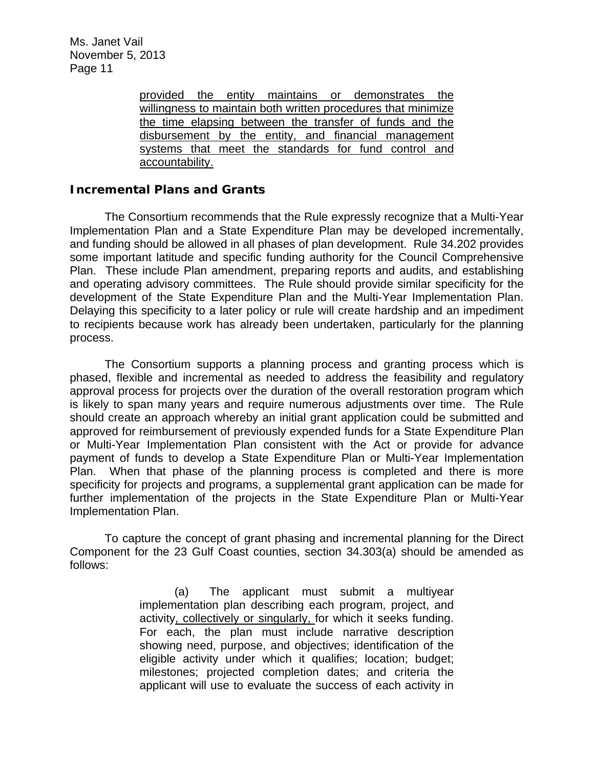provided the entity maintains or demonstrates the willingness to maintain both written procedures that minimize the time elapsing between the transfer of funds and the disbursement by the entity, and financial management systems that meet the standards for fund control and accountability.

### Incremental Plans and Grants

The Consortium recommends that the Rule expressly recognize that a Multi-Year Implementation Plan and a State Expenditure Plan may be developed incrementally, and funding should be allowed in all phases of plan development. Rule 34.202 provides some important latitude and specific funding authority for the Council Comprehensive Plan. These include Plan amendment, preparing reports and audits, and establishing and operating advisory committees. The Rule should provide similar specificity for the development of the State Expenditure Plan and the Multi-Year Implementation Plan. Delaying this specificity to a later policy or rule will create hardship and an impediment to recipients because work has already been undertaken, particularly for the planning process.

The Consortium supports a planning process and granting process which is phased, flexible and incremental as needed to address the feasibility and regulatory approval process for projects over the duration of the overall restoration program which is likely to span many years and require numerous adjustments over time. The Rule should create an approach whereby an initial grant application could be submitted and approved for reimbursement of previously expended funds for a State Expenditure Plan or Multi-Year Implementation Plan consistent with the Act or provide for advance payment of funds to develop a State Expenditure Plan or Multi-Year Implementation Plan. When that phase of the planning process is completed and there is more specificity for projects and programs, a supplemental grant application can be made for further implementation of the projects in the State Expenditure Plan or Multi-Year Implementation Plan.

To capture the concept of grant phasing and incremental planning for the Direct Component for the 23 Gulf Coast counties, section 34.303(a) should be amended as follows:

> (a) The applicant must submit a multiyear implementation plan describing each program, project, and activity, collectively or singularly, for which it seeks funding. For each, the plan must include narrative description showing need, purpose, and objectives; identification of the eligible activity under which it qualifies; location; budget; milestones; projected completion dates; and criteria the applicant will use to evaluate the success of each activity in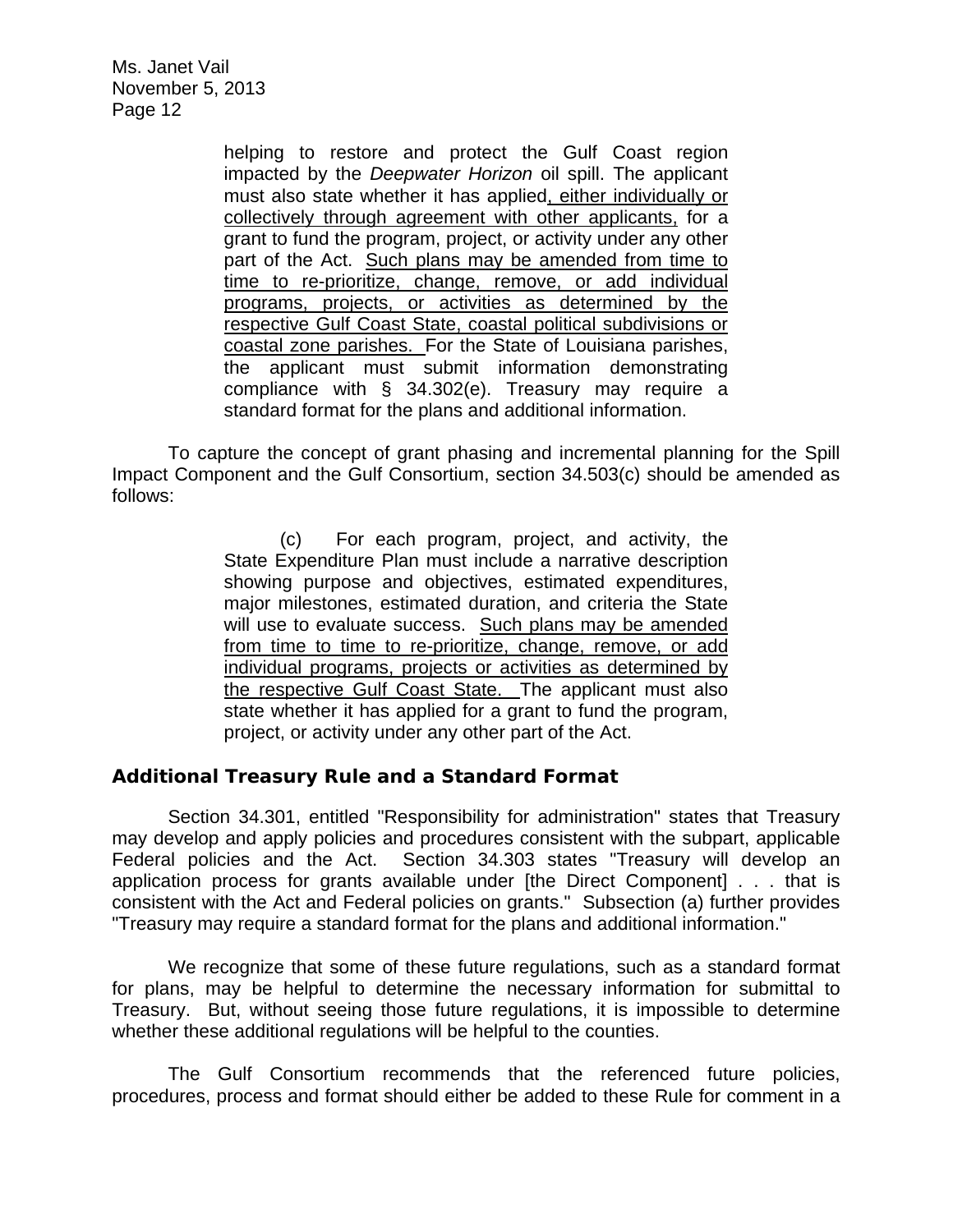> helping to restore and protect the Gulf Coast region impacted by the *Deepwater Horizon* oil spill. The applicant must also state whether it has applied<u>, either individually or collectively through agreement with other applicants,</u> for a grant to fund the program, project, or activity under any other part of the Act. <u>Such plans may be amended from time to time to re-prioritize, change, remove, or add individual programs, projects, or activities as determined by the respective Gulf Coast State, coastal political subdivisions or coastal zone parishes.</u> For the State of Louisiana parishes, the applicant must submit information demonstrating compliance with § 34.302(e). Treasury may require a standard format for the plans and additional information.

To capture the concept of grant phasing and incremental planning for the Spill Impact Component and the Gulf Consortium, section 34.503(c) should be amended as follows:

> (c) For each program, project, and activity, the State Expenditure Plan must include a narrative description showing purpose and objectives, estimated expenditures, major milestones, estimated duration, and criteria the State will use to evaluate success. <u>Such plans may be amended from time to time to re-prioritize, change, remove, or add individual programs, projects or activities as determined by the respective Gulf Coast State.</u> The applicant must also state whether it has applied for a grant to fund the program, project, or activity under any other part of the Act.

### Additional Treasury Rule and a Standard Format

Section 34.301, entitled "Responsibility for administration" states that Treasury may develop and apply policies and procedures consistent with the subpart, applicable Federal policies and the Act. Section 34.303 states "Treasury will develop an application process for grants available under [the Direct Component] . . . that is consistent with the Act and Federal policies on grants." Subsection (a) further provides "Treasury may require a standard format for the plans and additional information."

We recognize that some of these future regulations, such as a standard format for plans, may be helpful to determine the necessary information for submittal to Treasury. But, without seeing those future regulations, it is impossible to determine whether these additional regulations will be helpful to the counties.

The Gulf Consortium recommends that the referenced future policies, procedures, process and format should either be added to these Rule for comment in a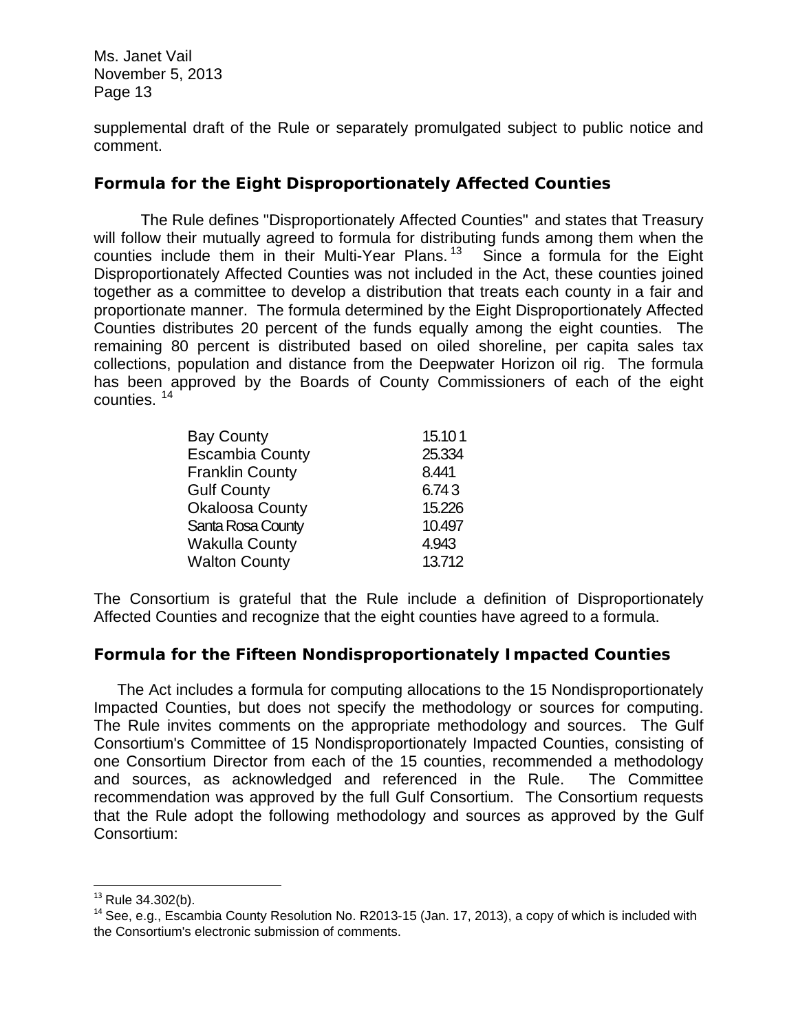supplemental draft of the Rule or separately promulgated subject to public notice and comment.

### Formula for the Eight Disproportionately Affected Counties

The Rule defines "Disproportionately Affected Counties" and states that Treasury will follow their mutually agreed to formula for distributing funds among them when the counties include them in their Multi-Year Plans.[13] Since a formula for the Eight Disproportionately Affected Counties was not included in the Act, these counties joined together as a committee to develop a distribution that treats each county in a fair and proportionate manner. The formula determined by the Eight Disproportionately Affected Counties distributes 20 percent of the funds equally among the eight counties. The remaining 80 percent is distributed based on oiled shoreline, per capita sales tax collections, population and distance from the Deepwater Horizon oil rig. The formula has been approved by the Boards of County Commissioners of each of the eight counties.[14]

| | |
|---|---|
| Bay County | 15.101 |
| Escambia County | 25.334 |
| Franklin County | 8.441 |
| Gulf County | 6.743 |
| Okaloosa County | 15.226 |
| Santa Rosa County | 10.497 |
| Wakulla County | 4.943 |
| Walton County | 13.712 |

The Consortium is grateful that the Rule include a definition of Disproportionately Affected Counties and recognize that the eight counties have agreed to a formula.

### Formula for the Fifteen Nondisproportionately Impacted Counties

The Act includes a formula for computing allocations to the 15 Nondisproportionately Impacted Counties, but does not specify the methodology or sources for computing. The Rule invites comments on the appropriate methodology and sources. The Gulf Consortium's Committee of 15 Nondisproportionately Impacted Counties, consisting of one Consortium Director from each of the 15 counties, recommended a methodology and sources, as acknowledged and referenced in the Rule. The Committee recommendation was approved by the full Gulf Consortium. The Consortium requests that the Rule adopt the following methodology and sources as approved by the Gulf Consortium:

---

[13] Rule 34.302(b).

[14] See, e.g., Escambia County Resolution No. R2013-15 (Jan. 17, 2013), a copy of which is included with the Consortium's electronic submission of comments.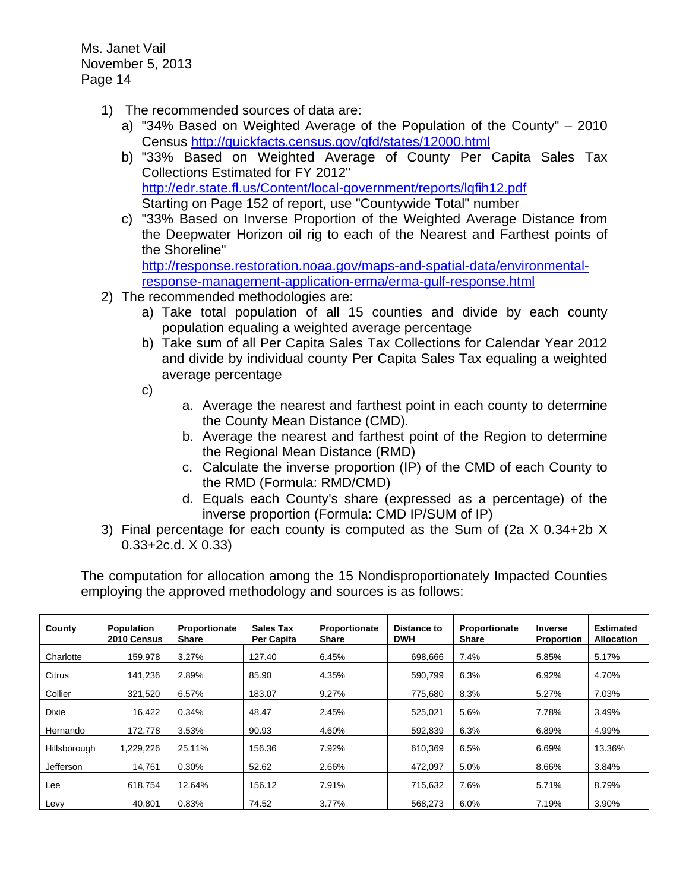Ms. Janet Vail
November 5, 2013

1) The recommended sources of data are:
   a) "34% Based on Weighted Average of the Population of the County" – 2010 Census http://quickfacts.census.gov/qfd/states/12000.html
   b) "33% Based on Weighted Average of County Per Capita Sales Tax Collections Estimated for FY 2012" http://edr.state.fl.us/Content/local-government/reports/lgfih12.pdf
      Starting on Page 152 of report, use "Countywide Total" number
   c) "33% Based on Inverse Proportion of the Weighted Average Distance from the Deepwater Horizon oil rig to each of the Nearest and Farthest points of the Shoreline" http://response.restoration.noaa.gov/maps-and-spatial-data/environmental-response-management-application-erma/erma-gulf-response.html
2) The recommended methodologies are:
   a) Take total population of all 15 counties and divide by each county population equaling a weighted average percentage
   b) Take sum of all Per Capita Sales Tax Collections for Calendar Year 2012 and divide by individual county Per Capita Sales Tax equaling a weighted average percentage
   c)
      a. Average the nearest and farthest point in each county to determine the County Mean Distance (CMD).
      b. Average the nearest and farthest point of the Region to determine the Regional Mean Distance (RMD)
      c. Calculate the inverse proportion (IP) of the CMD of each County to the RMD (Formula: RMD/CMD)
      d. Equals each County's share (expressed as a percentage) of the inverse proportion (Formula: CMD IP/SUM of IP)
3) Final percentage for each county is computed as the Sum of (2a X 0.34+2b X 0.33+2c.d. X 0.33)

The computation for allocation among the 15 Nondisproportionately Impacted Counties employing the approved methodology and sources is as follows:

| County | Population 2010 Census | Proportionate Share | Sales Tax Per Capita | Proportionate Share | Distance to DWH | Proportionate Share | Inverse Proportion | Estimated Allocation |
|---|---|---|---|---|---|---|---|---|
| Charlotte | 159,978 | 3.27% | 127.40 | 6.45% | 698,666 | 7.4% | 5.85% | 5.17% |
| Citrus | 141,236 | 2.89% | 85.90 | 4.35% | 590,799 | 6.3% | 6.92% | 4.70% |
| Collier | 321,520 | 6.57% | 183.07 | 9.27% | 775,680 | 8.3% | 5.27% | 7.03% |
| Dixie | 16,422 | 0.34% | 48.47 | 2.45% | 525,021 | 5.6% | 7.78% | 3.49% |
| Hernando | 172,778 | 3.53% | 90.93 | 4.60% | 592,839 | 6.3% | 6.89% | 4.99% |
| Hillsborough | 1,229,226 | 25.11% | 156.36 | 7.92% | 610,369 | 6.5% | 6.69% | 13.36% |
| Jefferson | 14,761 | 0.30% | 52.62 | 2.66% | 472,097 | 5.0% | 8.66% | 3.84% |
| Lee | 618,754 | 12.64% | 156.12 | 7.91% | 715,632 | 7.6% | 5.71% | 8.79% |
| Levy | 40,801 | 0.83% | 74.52 | 3.77% | 568,273 | 6.0% | 7.19% | 3.90% |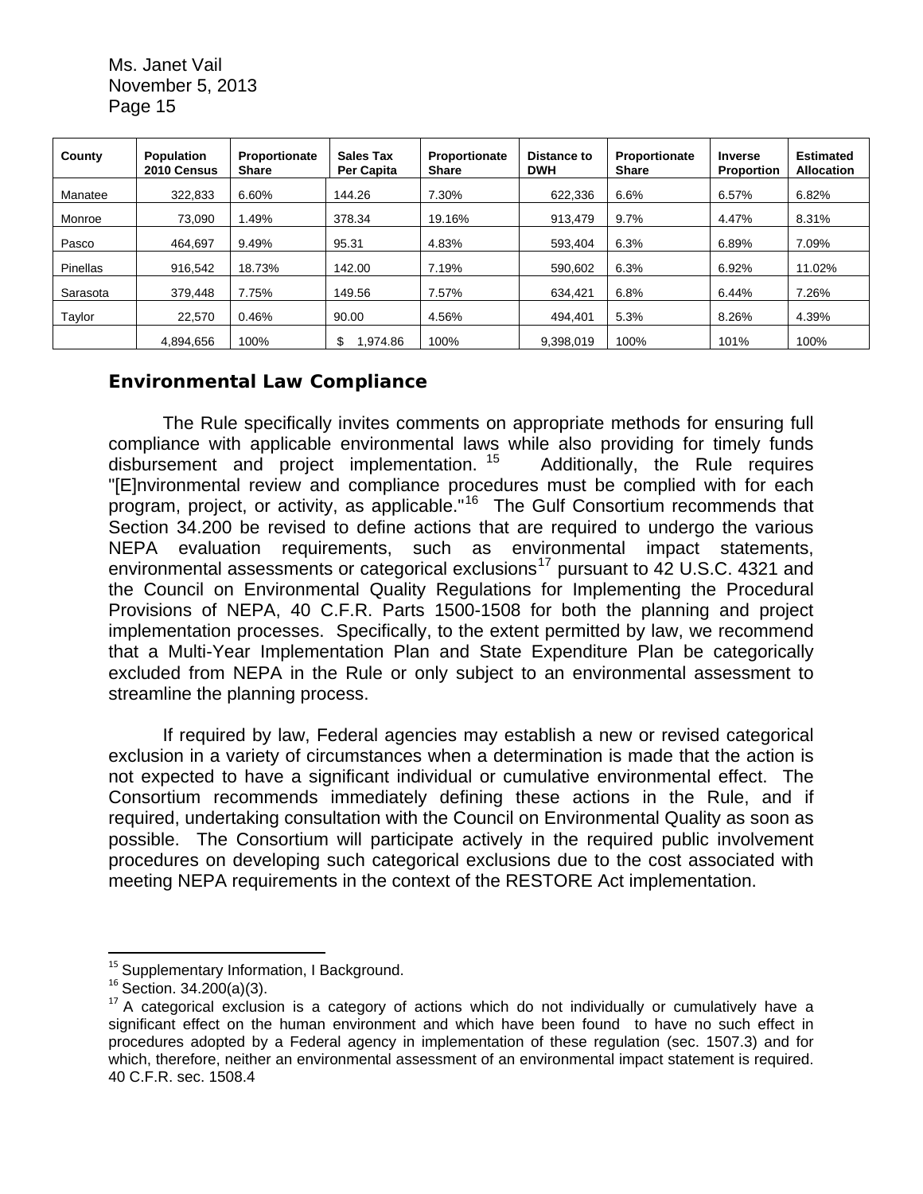| County | Population 2010 Census | Proportionate Share | Sales Tax Per Capita | Proportionate Share | Distance to DWH | Proportionate Share | Inverse Proportion | Estimated Allocation |
|---|---|---|---|---|---|---|---|---|
| Manatee | 322,833 | 6.60% | 144.26 | 7.30% | 622,336 | 6.6% | 6.57% | 6.82% |
| Monroe | 73,090 | 1.49% | 378.34 | 19.16% | 913,479 | 9.7% | 4.47% | 8.31% |
| Pasco | 464,697 | 9.49% | 95.31 | 4.83% | 593,404 | 6.3% | 6.89% | 7.09% |
| Pinellas | 916,542 | 18.73% | 142.00 | 7.19% | 590,602 | 6.3% | 6.92% | 11.02% |
| Sarasota | 379,448 | 7.75% | 149.56 | 7.57% | 634,421 | 6.8% | 6.44% | 7.26% |
| Taylor | 22,570 | 0.46% | 90.00 | 4.56% | 494,401 | 5.3% | 8.26% | 4.39% |
| | 4,894,656 | 100% | $ 1,974.86 | 100% | 9,398,019 | 100% | 101% | 100% |

## Environmental Law Compliance

The Rule specifically invites comments on appropriate methods for ensuring full compliance with applicable environmental laws while also providing for timely funds disbursement and project implementation.[15] Additionally, the Rule requires "[E]nvironmental review and compliance procedures must be complied with for each program, project, or activity, as applicable."[16] The Gulf Consortium recommends that Section 34.200 be revised to define actions that are required to undergo the various NEPA evaluation requirements, such as environmental impact statements, environmental assessments or categorical exclusions[17] pursuant to 42 U.S.C. 4321 and the Council on Environmental Quality Regulations for Implementing the Procedural Provisions of NEPA, 40 C.F.R. Parts 1500-1508 for both the planning and project implementation processes. Specifically, to the extent permitted by law, we recommend that a Multi-Year Implementation Plan and State Expenditure Plan be categorically excluded from NEPA in the Rule or only subject to an environmental assessment to streamline the planning process.

If required by law, Federal agencies may establish a new or revised categorical exclusion in a variety of circumstances when a determination is made that the action is not expected to have a significant individual or cumulative environmental effect. The Consortium recommends immediately defining these actions in the Rule, and if required, undertaking consultation with the Council on Environmental Quality as soon as possible. The Consortium will participate actively in the required public involvement procedures on developing such categorical exclusions due to the cost associated with meeting NEPA requirements in the context of the RESTORE Act implementation.

---

[15] Supplementary Information, I Background.

[16] Section. 34.200(a)(3).

[17] A categorical exclusion is a category of actions which do not individually or cumulatively have a significant effect on the human environment and which have been found to have no such effect in procedures adopted by a Federal agency in implementation of these regulation (sec. 1507.3) and for which, therefore, neither an environmental assessment of an environmental impact statement is required. 40 C.F.R. sec. 1508.4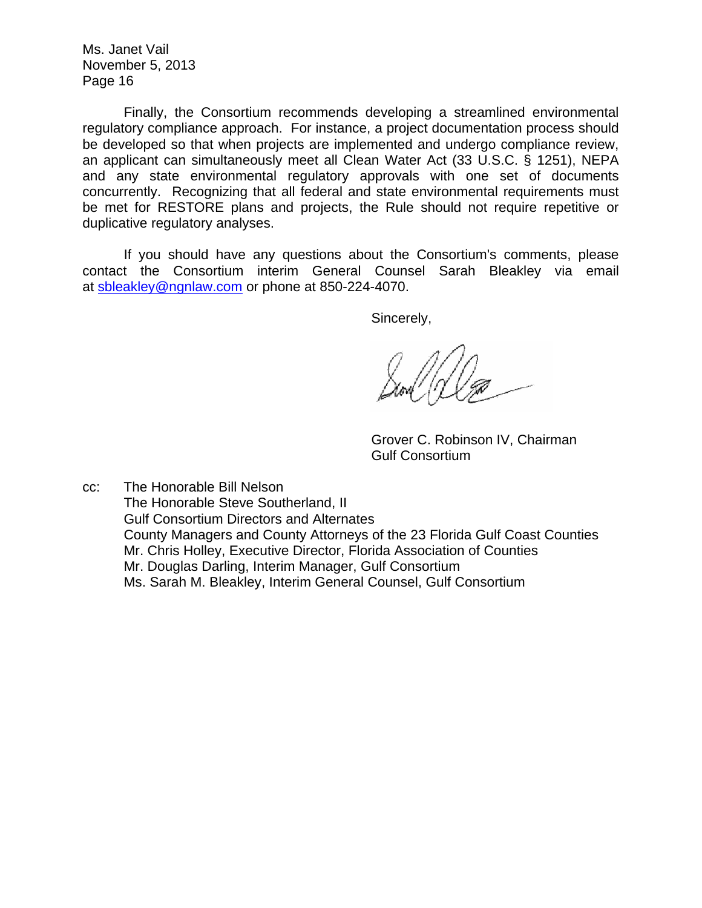Finally, the Consortium recommends developing a streamlined environmental regulatory compliance approach. For instance, a project documentation process should be developed so that when projects are implemented and undergo compliance review, an applicant can simultaneously meet all Clean Water Act (33 U.S.C. § 1251), NEPA and any state environmental regulatory approvals with one set of documents concurrently. Recognizing that all federal and state environmental requirements must be met for RESTORE plans and projects, the Rule should not require repetitive or duplicative regulatory analyses.

If you should have any questions about the Consortium's comments, please contact the Consortium interim General Counsel Sarah Bleakley via email at sbleakley@ngnlaw.com or phone at 850-224-4070.

Sincerely,

Grover C. Robinson IV, Chairman
Gulf Consortium

cc: The Honorable Bill Nelson
The Honorable Steve Southerland, II
Gulf Consortium Directors and Alternates
County Managers and County Attorneys of the 23 Florida Gulf Coast Counties
Mr. Chris Holley, Executive Director, Florida Association of Counties
Mr. Douglas Darling, Interim Manager, Gulf Consortium
Ms. Sarah M. Bleakley, Interim General Counsel, Gulf Consortium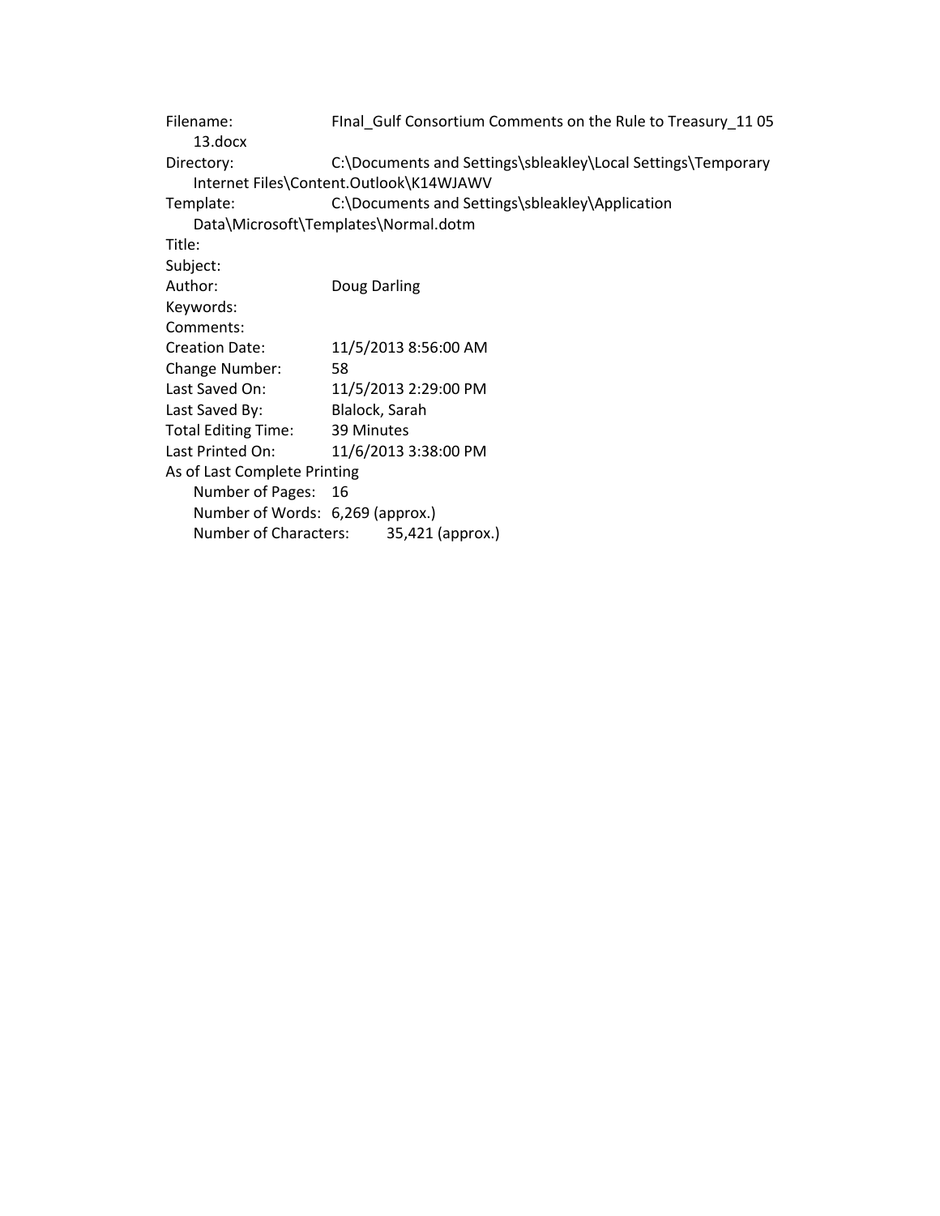Filename: FInal_Gulf Consortium Comments on the Rule to Treasury_11 05 13.docx
Directory: C:\Documents and Settings\sbleakley\Local Settings\Temporary Internet Files\Content.Outlook\K14WJAWV
Template: C:\Documents and Settings\sbleakley\Application Data\Microsoft\Templates\Normal.dotm
Title:
Subject:
Author: Doug Darling
Keywords:
Comments:
Creation Date: 11/5/2013 8:56:00 AM
Change Number: 58
Last Saved On: 11/5/2013 2:29:00 PM
Last Saved By: Blalock, Sarah
Total Editing Time: 39 Minutes
Last Printed On: 11/6/2013 3:38:00 PM
As of Last Complete Printing
Number of Pages: 16
Number of Words: 6,269 (approx.)
Number of Characters: 35,421 (approx.)